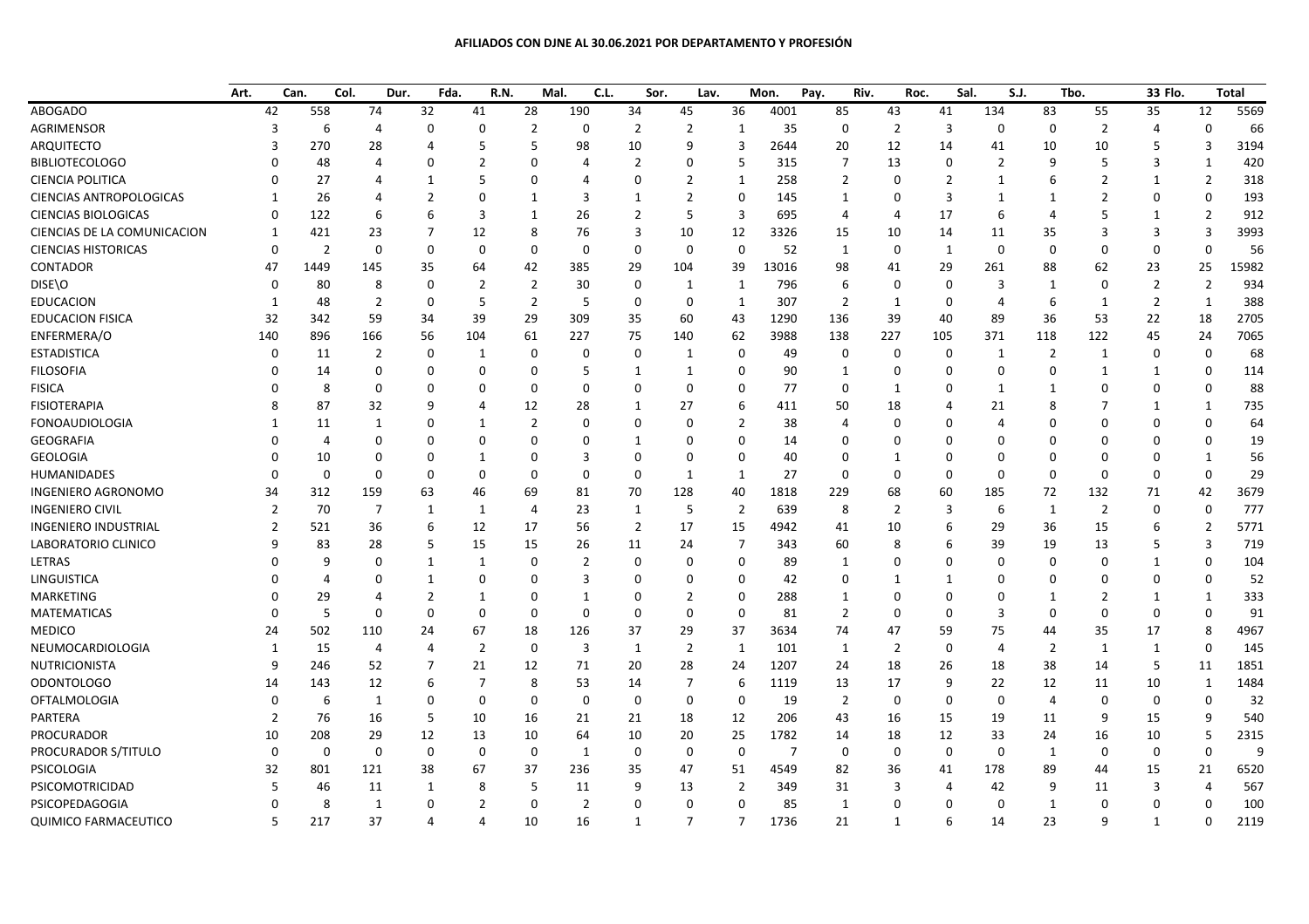**AFILIADOS CON DJNE AL 30.06.2021 POR DEPARTAMENTO Y PROFESIÓN**

| | Art. | Can. | Col. | Dur. | Fda. | R.N. | Mal. | C.L. | Sor. | Lav. | Mon. | Pay. | Riv. | Roc. | Sal. | S.J. | Tbo. | 33 | Flo. | Total |
|---|---|---|---|---|---|---|---|---|---|---|---|---|---|---|---|---|---|---|---|---|
| ABOGADO | 42 | 558 | 74 | 32 | 41 | 28 | 190 | 34 | 45 | 36 | 4001 | 85 | 43 | 41 | 134 | 83 | 55 | 35 | 12 | 5569 |
| AGRIMENSOR | 3 | 6 | 4 | 0 | 0 | 2 | 0 | 2 | 2 | 1 | 35 | 0 | 2 | 3 | 0 | 0 | 2 | 4 | 0 | 66 |
| ARQUITECTO | 3 | 270 | 28 | 4 | 5 | 5 | 98 | 10 | 9 | 3 | 2644 | 20 | 12 | 14 | 41 | 10 | 10 | 5 | 3 | 3194 |
| BIBLIOTECOLOGO | 0 | 48 | 4 | 0 | 2 | 0 | 4 | 2 | 0 | 5 | 315 | 7 | 13 | 0 | 2 | 9 | 5 | 3 | 1 | 420 |
| CIENCIA POLITICA | 0 | 27 | 4 | 1 | 5 | 0 | 4 | 0 | 2 | 1 | 258 | 2 | 0 | 2 | 1 | 6 | 2 | 1 | 2 | 318 |
| CIENCIAS ANTROPOLOGICAS | 1 | 26 | 4 | 2 | 0 | 1 | 3 | 1 | 2 | 0 | 145 | 1 | 0 | 3 | 1 | 1 | 2 | 0 | 0 | 193 |
| CIENCIAS BIOLOGICAS | 0 | 122 | 6 | 6 | 3 | 1 | 26 | 2 | 5 | 3 | 695 | 4 | 4 | 17 | 6 | 4 | 5 | 1 | 2 | 912 |
| CIENCIAS DE LA COMUNICACION | 1 | 421 | 23 | 7 | 12 | 8 | 76 | 3 | 10 | 12 | 3326 | 15 | 10 | 14 | 11 | 35 | 3 | 3 | 3 | 3993 |
| CIENCIAS HISTORICAS | 0 | 2 | 0 | 0 | 0 | 0 | 0 | 0 | 0 | 0 | 52 | 1 | 0 | 1 | 0 | 0 | 0 | 0 | 0 | 56 |
| CONTADOR | 47 | 1449 | 145 | 35 | 64 | 42 | 385 | 29 | 104 | 39 | 13016 | 98 | 41 | 29 | 261 | 88 | 62 | 23 | 25 | 15982 |
| DISE\O | 0 | 80 | 8 | 0 | 2 | 2 | 30 | 0 | 1 | 1 | 796 | 6 | 0 | 0 | 3 | 1 | 0 | 2 | 2 | 934 |
| EDUCACION | 1 | 48 | 2 | 0 | 5 | 2 | 5 | 0 | 0 | 1 | 307 | 2 | 1 | 0 | 4 | 6 | 1 | 2 | 1 | 388 |
| EDUCACION FISICA | 32 | 342 | 59 | 34 | 39 | 29 | 309 | 35 | 60 | 43 | 1290 | 136 | 39 | 40 | 89 | 36 | 53 | 22 | 18 | 2705 |
| ENFERMERA/O | 140 | 896 | 166 | 56 | 104 | 61 | 227 | 75 | 140 | 62 | 3988 | 138 | 227 | 105 | 371 | 118 | 122 | 45 | 24 | 7065 |
| ESTADISTICA | 0 | 11 | 2 | 0 | 1 | 0 | 0 | 0 | 1 | 0 | 49 | 0 | 0 | 0 | 1 | 2 | 1 | 0 | 0 | 68 |
| FILOSOFIA | 0 | 14 | 0 | 0 | 0 | 0 | 5 | 1 | 1 | 0 | 90 | 1 | 0 | 0 | 0 | 0 | 1 | 1 | 0 | 114 |
| FISICA | 0 | 8 | 0 | 0 | 0 | 0 | 0 | 0 | 0 | 0 | 77 | 0 | 1 | 0 | 1 | 1 | 0 | 0 | 0 | 88 |
| FISIOTERAPIA | 8 | 87 | 32 | 9 | 4 | 12 | 28 | 1 | 27 | 6 | 411 | 50 | 18 | 4 | 21 | 8 | 7 | 1 | 1 | 735 |
| FONOAUDIOLOGIA | 1 | 11 | 1 | 0 | 1 | 2 | 0 | 0 | 0 | 2 | 38 | 4 | 0 | 0 | 4 | 0 | 0 | 0 | 0 | 64 |
| GEOGRAFIA | 0 | 4 | 0 | 0 | 0 | 0 | 0 | 1 | 0 | 0 | 14 | 0 | 0 | 0 | 0 | 0 | 0 | 0 | 0 | 19 |
| GEOLOGIA | 0 | 10 | 0 | 0 | 1 | 0 | 3 | 0 | 0 | 0 | 40 | 0 | 1 | 0 | 0 | 0 | 0 | 0 | 1 | 56 |
| HUMANIDADES | 0 | 0 | 0 | 0 | 0 | 0 | 0 | 0 | 1 | 1 | 27 | 0 | 0 | 0 | 0 | 0 | 0 | 0 | 0 | 29 |
| INGENIERO AGRONOMO | 34 | 312 | 159 | 63 | 46 | 69 | 81 | 70 | 128 | 40 | 1818 | 229 | 68 | 60 | 185 | 72 | 132 | 71 | 42 | 3679 |
| INGENIERO CIVIL | 2 | 70 | 7 | 1 | 1 | 4 | 23 | 1 | 5 | 2 | 639 | 8 | 2 | 3 | 6 | 1 | 2 | 0 | 0 | 777 |
| INGENIERO INDUSTRIAL | 2 | 521 | 36 | 6 | 12 | 17 | 56 | 2 | 17 | 15 | 4942 | 41 | 10 | 6 | 29 | 36 | 15 | 6 | 2 | 5771 |
| LABORATORIO CLINICO | 9 | 83 | 28 | 5 | 15 | 15 | 26 | 11 | 24 | 7 | 343 | 60 | 8 | 6 | 39 | 19 | 13 | 5 | 3 | 719 |
| LETRAS | 0 | 9 | 0 | 1 | 1 | 0 | 2 | 0 | 0 | 0 | 89 | 1 | 0 | 0 | 0 | 0 | 0 | 1 | 0 | 104 |
| LINGUISTICA | 0 | 4 | 0 | 1 | 0 | 0 | 3 | 0 | 0 | 0 | 42 | 0 | 1 | 1 | 0 | 0 | 0 | 0 | 0 | 52 |
| MARKETING | 0 | 29 | 4 | 2 | 1 | 0 | 1 | 0 | 2 | 0 | 288 | 1 | 0 | 0 | 0 | 1 | 2 | 1 | 1 | 333 |
| MATEMATICAS | 0 | 5 | 0 | 0 | 0 | 0 | 0 | 0 | 0 | 0 | 81 | 2 | 0 | 0 | 3 | 0 | 0 | 0 | 0 | 91 |
| MEDICO | 24 | 502 | 110 | 24 | 67 | 18 | 126 | 37 | 29 | 37 | 3634 | 74 | 47 | 59 | 75 | 44 | 35 | 17 | 8 | 4967 |
| NEUMOCARDIOLOGIA | 1 | 15 | 4 | 4 | 2 | 0 | 3 | 1 | 2 | 1 | 101 | 1 | 2 | 0 | 4 | 2 | 1 | 1 | 0 | 145 |
| NUTRICIONISTA | 9 | 246 | 52 | 7 | 21 | 12 | 71 | 20 | 28 | 24 | 1207 | 24 | 18 | 26 | 18 | 38 | 14 | 5 | 11 | 1851 |
| ODONTOLOGO | 14 | 143 | 12 | 6 | 7 | 8 | 53 | 14 | 7 | 6 | 1119 | 13 | 17 | 9 | 22 | 12 | 11 | 10 | 1 | 1484 |
| OFTALMOLOGIA | 0 | 6 | 1 | 0 | 0 | 0 | 0 | 0 | 0 | 0 | 19 | 2 | 0 | 0 | 0 | 4 | 0 | 0 | 0 | 32 |
| PARTERA | 2 | 76 | 16 | 5 | 10 | 16 | 21 | 21 | 18 | 12 | 206 | 43 | 16 | 15 | 19 | 11 | 9 | 15 | 9 | 540 |
| PROCURADOR | 10 | 208 | 29 | 12 | 13 | 10 | 64 | 10 | 20 | 25 | 1782 | 14 | 18 | 12 | 33 | 24 | 16 | 10 | 5 | 2315 |
| PROCURADOR S/TITULO | 0 | 0 | 0 | 0 | 0 | 0 | 1 | 0 | 0 | 0 | 7 | 0 | 0 | 0 | 0 | 1 | 0 | 0 | 0 | 9 |
| PSICOLOGIA | 32 | 801 | 121 | 38 | 67 | 37 | 236 | 35 | 47 | 51 | 4549 | 82 | 36 | 41 | 178 | 89 | 44 | 15 | 21 | 6520 |
| PSICOMOTRICIDAD | 5 | 46 | 11 | 1 | 8 | 5 | 11 | 9 | 13 | 2 | 349 | 31 | 3 | 4 | 42 | 9 | 11 | 3 | 4 | 567 |
| PSICOPEDAGOGIA | 0 | 8 | 1 | 0 | 2 | 0 | 2 | 0 | 0 | 0 | 85 | 1 | 0 | 0 | 0 | 1 | 0 | 0 | 0 | 100 |
| QUIMICO FARMACEUTICO | 5 | 217 | 37 | 4 | 4 | 10 | 16 | 1 | 7 | 7 | 1736 | 21 | 1 | 6 | 14 | 23 | 9 | 1 | 0 | 2119 |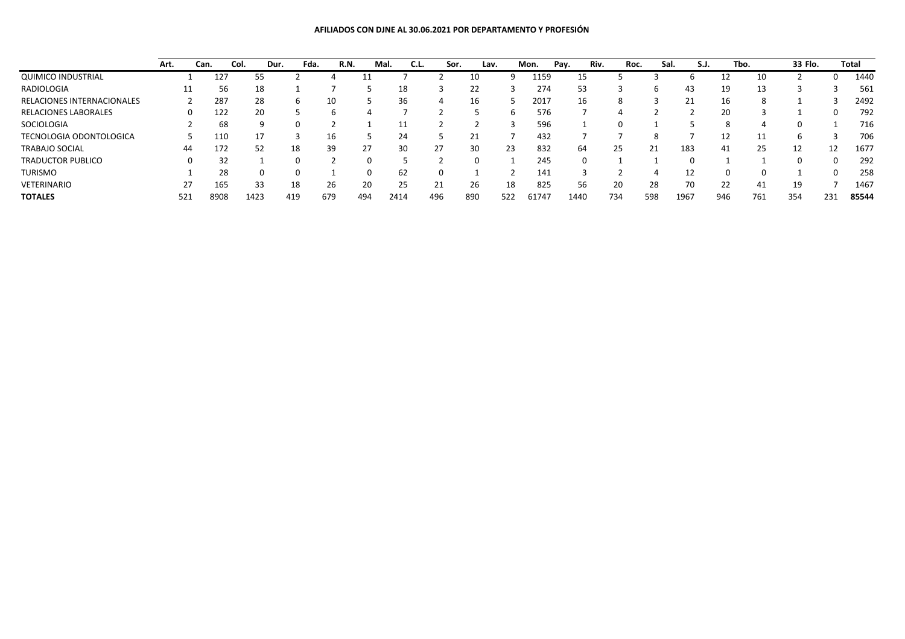**AFILIADOS CON DJNE AL 30.06.2021 POR DEPARTAMENTO Y PROFESIÓN**

| | Art. | Can. | Col. | Dur. | Fda. | R.N. | Mal. | C.L. | Sor. | Lav. | Mon. | Pay. | Riv. | Roc. | Sal. | S.J. | Tbo. | 33 | Flo. | Total |
|---|---|---|---|---|---|---|---|---|---|---|---|---|---|---|---|---|---|---|---|---|
| QUIMICO INDUSTRIAL | 1 | 127 | 55 | 2 | 4 | 11 | 7 | 2 | 10 | 9 | 1159 | 15 | 5 | 3 | 6 | 12 | 10 | 2 | 0 | 1440 |
| RADIOLOGIA | 11 | 56 | 18 | 1 | 7 | 5 | 18 | 3 | 22 | 3 | 274 | 53 | 3 | 6 | 43 | 19 | 13 | 3 | 3 | 561 |
| RELACIONES INTERNACIONALES | 2 | 287 | 28 | 6 | 10 | 5 | 36 | 4 | 16 | 5 | 2017 | 16 | 8 | 3 | 21 | 16 | 8 | 1 | 3 | 2492 |
| RELACIONES LABORALES | 0 | 122 | 20 | 5 | 6 | 4 | 7 | 2 | 5 | 6 | 576 | 7 | 4 | 2 | 2 | 20 | 3 | 1 | 0 | 792 |
| SOCIOLOGIA | 2 | 68 | 9 | 0 | 2 | 1 | 11 | 2 | 2 | 3 | 596 | 1 | 0 | 1 | 5 | 8 | 4 | 0 | 1 | 716 |
| TECNOLOGIA ODONTOLOGICA | 5 | 110 | 17 | 3 | 16 | 5 | 24 | 5 | 21 | 7 | 432 | 7 | 7 | 8 | 7 | 12 | 11 | 6 | 3 | 706 |
| TRABAJO SOCIAL | 44 | 172 | 52 | 18 | 39 | 27 | 30 | 27 | 30 | 23 | 832 | 64 | 25 | 21 | 183 | 41 | 25 | 12 | 12 | 1677 |
| TRADUCTOR PUBLICO | 0 | 32 | 1 | 0 | 2 | 0 | 5 | 2 | 0 | 1 | 245 | 0 | 1 | 1 | 0 | 1 | 1 | 0 | 0 | 292 |
| TURISMO | 1 | 28 | 0 | 0 | 1 | 0 | 62 | 0 | 1 | 2 | 141 | 3 | 2 | 4 | 12 | 0 | 0 | 1 | 0 | 258 |
| VETERINARIO | 27 | 165 | 33 | 18 | 26 | 20 | 25 | 21 | 26 | 18 | 825 | 56 | 20 | 28 | 70 | 22 | 41 | 19 | 7 | 1467 |
| **TOTALES** | 521 | 8908 | 1423 | 419 | 679 | 494 | 2414 | 496 | 890 | 522 | 61747 | 1440 | 734 | 598 | 1967 | 946 | 761 | 354 | 231 | **85544** |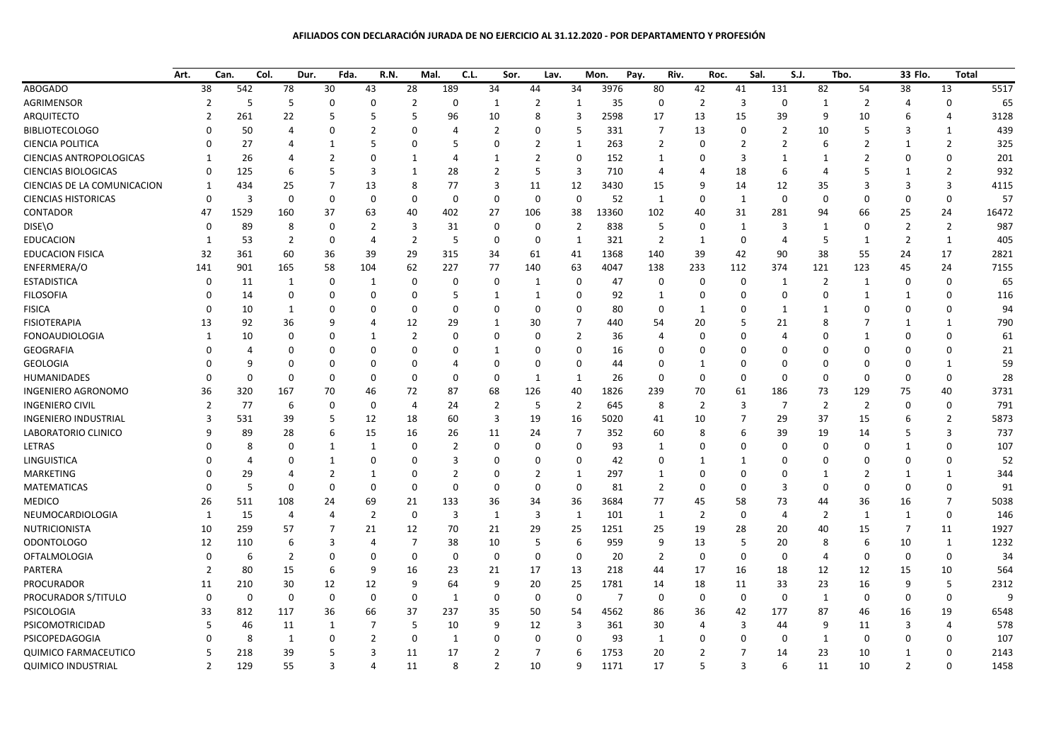**AFILIADOS CON DECLARACIÓN JURADA DE NO EJERCICIO AL 31.12.2020 - POR DEPARTAMENTO Y PROFESIÓN**

| | Art. | Can. | Col. | Dur. | Fda. | R.N. | Mal. | C.L. | Sor. | Lav. | Mon. | Pay. | Riv. | Roc. | Sal. | S.J. | Tbo. | 33 | Flo. | Total |
|---|---|---|---|---|---|---|---|---|---|---|---|---|---|---|---|---|---|---|---|---|
| ABOGADO | 38 | 542 | 78 | 30 | 43 | 28 | 189 | 34 | 44 | 34 | 3976 | 80 | 42 | 41 | 131 | 82 | 54 | 38 | 13 | 5517 |
| AGRIMENSOR | 2 | 5 | 5 | 0 | 0 | 2 | 0 | 1 | 2 | 1 | 35 | 0 | 2 | 3 | 0 | 1 | 2 | 4 | 0 | 65 |
| ARQUITECTO | 2 | 261 | 22 | 5 | 5 | 5 | 96 | 10 | 8 | 3 | 2598 | 17 | 13 | 15 | 39 | 9 | 10 | 6 | 4 | 3128 |
| BIBLIOTECOLOGO | 0 | 50 | 4 | 0 | 2 | 0 | 4 | 2 | 0 | 5 | 331 | 7 | 13 | 0 | 2 | 10 | 5 | 3 | 1 | 439 |
| CIENCIA POLITICA | 0 | 27 | 4 | 1 | 5 | 0 | 5 | 0 | 2 | 1 | 263 | 2 | 0 | 2 | 2 | 6 | 2 | 1 | 2 | 325 |
| CIENCIAS ANTROPOLOGICAS | 1 | 26 | 4 | 2 | 0 | 1 | 4 | 1 | 2 | 0 | 152 | 1 | 0 | 3 | 1 | 1 | 2 | 0 | 0 | 201 |
| CIENCIAS BIOLOGICAS | 0 | 125 | 6 | 5 | 3 | 1 | 28 | 2 | 5 | 3 | 710 | 4 | 4 | 18 | 6 | 4 | 5 | 1 | 2 | 932 |
| CIENCIAS DE LA COMUNICACION | 1 | 434 | 25 | 7 | 13 | 8 | 77 | 3 | 11 | 12 | 3430 | 15 | 9 | 14 | 12 | 35 | 3 | 3 | 3 | 4115 |
| CIENCIAS HISTORICAS | 0 | 3 | 0 | 0 | 0 | 0 | 0 | 0 | 0 | 0 | 52 | 1 | 0 | 1 | 0 | 0 | 0 | 0 | 0 | 57 |
| CONTADOR | 47 | 1529 | 160 | 37 | 63 | 40 | 402 | 27 | 106 | 38 | 13360 | 102 | 40 | 31 | 281 | 94 | 66 | 25 | 24 | 16472 |
| DISE\O | 0 | 89 | 8 | 0 | 2 | 3 | 31 | 0 | 0 | 2 | 838 | 5 | 0 | 1 | 3 | 1 | 0 | 2 | 2 | 987 |
| EDUCACION | 1 | 53 | 2 | 0 | 4 | 2 | 5 | 0 | 0 | 1 | 321 | 2 | 1 | 0 | 4 | 5 | 1 | 2 | 1 | 405 |
| EDUCACION FISICA | 32 | 361 | 60 | 36 | 39 | 29 | 315 | 34 | 61 | 41 | 1368 | 140 | 39 | 42 | 90 | 38 | 55 | 24 | 17 | 2821 |
| ENFERMERA/O | 141 | 901 | 165 | 58 | 104 | 62 | 227 | 77 | 140 | 63 | 4047 | 138 | 233 | 112 | 374 | 121 | 123 | 45 | 24 | 7155 |
| ESTADISTICA | 0 | 11 | 1 | 0 | 1 | 0 | 0 | 0 | 1 | 0 | 47 | 0 | 0 | 0 | 1 | 2 | 1 | 0 | 0 | 65 |
| FILOSOFIA | 0 | 14 | 0 | 0 | 0 | 0 | 5 | 1 | 1 | 0 | 92 | 1 | 0 | 0 | 0 | 0 | 1 | 1 | 0 | 116 |
| FISICA | 0 | 10 | 1 | 0 | 0 | 0 | 0 | 0 | 0 | 0 | 80 | 0 | 1 | 0 | 1 | 1 | 0 | 0 | 0 | 94 |
| FISIOTERAPIA | 13 | 92 | 36 | 9 | 4 | 12 | 29 | 1 | 30 | 7 | 440 | 54 | 20 | 5 | 21 | 8 | 7 | 1 | 1 | 790 |
| FONOAUDIOLOGIA | 1 | 10 | 0 | 0 | 1 | 2 | 0 | 0 | 0 | 2 | 36 | 4 | 0 | 0 | 4 | 0 | 1 | 0 | 0 | 61 |
| GEOGRAFIA | 0 | 4 | 0 | 0 | 0 | 0 | 0 | 1 | 0 | 0 | 16 | 0 | 0 | 0 | 0 | 0 | 0 | 0 | 0 | 21 |
| GEOLOGIA | 0 | 9 | 0 | 0 | 0 | 0 | 4 | 0 | 0 | 0 | 44 | 0 | 1 | 0 | 0 | 0 | 0 | 0 | 1 | 59 |
| HUMANIDADES | 0 | 0 | 0 | 0 | 0 | 0 | 0 | 0 | 1 | 1 | 26 | 0 | 0 | 0 | 0 | 0 | 0 | 0 | 0 | 28 |
| INGENIERO AGRONOMO | 36 | 320 | 167 | 70 | 46 | 72 | 87 | 68 | 126 | 40 | 1826 | 239 | 70 | 61 | 186 | 73 | 129 | 75 | 40 | 3731 |
| INGENIERO CIVIL | 2 | 77 | 6 | 0 | 0 | 4 | 24 | 2 | 5 | 2 | 645 | 8 | 2 | 3 | 7 | 2 | 2 | 0 | 0 | 791 |
| INGENIERO INDUSTRIAL | 3 | 531 | 39 | 5 | 12 | 18 | 60 | 3 | 19 | 16 | 5020 | 41 | 10 | 7 | 29 | 37 | 15 | 6 | 2 | 5873 |
| LABORATORIO CLINICO | 9 | 89 | 28 | 6 | 15 | 16 | 26 | 11 | 24 | 7 | 352 | 60 | 8 | 6 | 39 | 19 | 14 | 5 | 3 | 737 |
| LETRAS | 0 | 8 | 0 | 1 | 1 | 0 | 2 | 0 | 0 | 0 | 93 | 1 | 0 | 0 | 0 | 0 | 0 | 1 | 0 | 107 |
| LINGUISTICA | 0 | 4 | 0 | 1 | 0 | 0 | 3 | 0 | 0 | 0 | 42 | 0 | 1 | 1 | 0 | 0 | 0 | 0 | 0 | 52 |
| MARKETING | 0 | 29 | 4 | 2 | 1 | 0 | 2 | 0 | 2 | 1 | 297 | 1 | 0 | 0 | 0 | 1 | 2 | 1 | 1 | 344 |
| MATEMATICAS | 0 | 5 | 0 | 0 | 0 | 0 | 0 | 0 | 0 | 0 | 81 | 2 | 0 | 0 | 3 | 0 | 0 | 0 | 0 | 91 |
| MEDICO | 26 | 511 | 108 | 24 | 69 | 21 | 133 | 36 | 34 | 36 | 3684 | 77 | 45 | 58 | 73 | 44 | 36 | 16 | 7 | 5038 |
| NEUMOCARDIOLOGIA | 1 | 15 | 4 | 4 | 2 | 0 | 3 | 1 | 3 | 1 | 101 | 1 | 2 | 0 | 4 | 2 | 1 | 1 | 0 | 146 |
| NUTRICIONISTA | 10 | 259 | 57 | 7 | 21 | 12 | 70 | 21 | 29 | 25 | 1251 | 25 | 19 | 28 | 20 | 40 | 15 | 7 | 11 | 1927 |
| ODONTOLOGO | 12 | 110 | 6 | 3 | 4 | 7 | 38 | 10 | 5 | 6 | 959 | 9 | 13 | 5 | 20 | 8 | 6 | 10 | 1 | 1232 |
| OFTALMOLOGIA | 0 | 6 | 2 | 0 | 0 | 0 | 0 | 0 | 0 | 0 | 20 | 2 | 0 | 0 | 0 | 4 | 0 | 0 | 0 | 34 |
| PARTERA | 2 | 80 | 15 | 6 | 9 | 16 | 23 | 21 | 17 | 13 | 218 | 44 | 17 | 16 | 18 | 12 | 12 | 15 | 10 | 564 |
| PROCURADOR | 11 | 210 | 30 | 12 | 12 | 9 | 64 | 9 | 20 | 25 | 1781 | 14 | 18 | 11 | 33 | 23 | 16 | 9 | 5 | 2312 |
| PROCURADOR S/TITULO | 0 | 0 | 0 | 0 | 0 | 0 | 1 | 0 | 0 | 0 | 7 | 0 | 0 | 0 | 0 | 1 | 0 | 0 | 0 | 9 |
| PSICOLOGIA | 33 | 812 | 117 | 36 | 66 | 37 | 237 | 35 | 50 | 54 | 4562 | 86 | 36 | 42 | 177 | 87 | 46 | 16 | 19 | 6548 |
| PSICOMOTRICIDAD | 5 | 46 | 11 | 1 | 7 | 5 | 10 | 9 | 12 | 3 | 361 | 30 | 4 | 3 | 44 | 9 | 11 | 3 | 4 | 578 |
| PSICOPEDAGOGIA | 0 | 8 | 1 | 0 | 2 | 0 | 1 | 0 | 0 | 0 | 93 | 1 | 0 | 0 | 0 | 1 | 0 | 0 | 0 | 107 |
| QUIMICO FARMACEUTICO | 5 | 218 | 39 | 5 | 3 | 11 | 17 | 2 | 7 | 6 | 1753 | 20 | 2 | 7 | 14 | 23 | 10 | 1 | 0 | 2143 |
| QUIMICO INDUSTRIAL | 2 | 129 | 55 | 3 | 4 | 11 | 8 | 2 | 10 | 9 | 1171 | 17 | 5 | 3 | 6 | 11 | 10 | 2 | 0 | 1458 |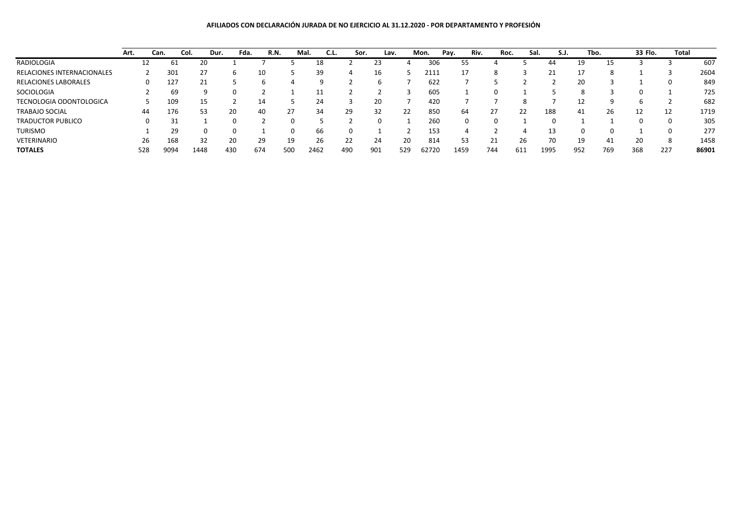**AFILIADOS CON DECLARACIÓN JURADA DE NO EJERCICIO AL 31.12.2020 - POR DEPARTAMENTO Y PROFESIÓN**

| | Art. | Can. | Col. | Dur. | Fda. | R.N. | Mal. | C.L. | Sor. | Lav. | Mon. | Pay. | Riv. | Roc. | Sal. | S.J. | Tbo. | 33 | Flo. | Total |
|---|---|---|---|---|---|---|---|---|---|---|---|---|---|---|---|---|---|---|---|---|
| RADIOLOGIA | 12 | 61 | 20 | 1 | 7 | 5 | 18 | 2 | 23 | 4 | 306 | 55 | 4 | 5 | 44 | 19 | 15 | 3 | 3 | 607 |
| RELACIONES INTERNACIONALES | 2 | 301 | 27 | 6 | 10 | 5 | 39 | 4 | 16 | 5 | 2111 | 17 | 8 | 3 | 21 | 17 | 8 | 1 | 3 | 2604 |
| RELACIONES LABORALES | 0 | 127 | 21 | 5 | 6 | 4 | 9 | 2 | 6 | 7 | 622 | 7 | 5 | 2 | 2 | 20 | 3 | 1 | 0 | 849 |
| SOCIOLOGIA | 2 | 69 | 9 | 0 | 2 | 1 | 11 | 2 | 2 | 3 | 605 | 1 | 0 | 1 | 5 | 8 | 3 | 0 | 1 | 725 |
| TECNOLOGIA ODONTOLOGICA | 5 | 109 | 15 | 2 | 14 | 5 | 24 | 3 | 20 | 7 | 420 | 7 | 7 | 8 | 7 | 12 | 9 | 6 | 2 | 682 |
| TRABAJO SOCIAL | 44 | 176 | 53 | 20 | 40 | 27 | 34 | 29 | 32 | 22 | 850 | 64 | 27 | 22 | 188 | 41 | 26 | 12 | 12 | 1719 |
| TRADUCTOR PUBLICO | 0 | 31 | 1 | 0 | 2 | 0 | 5 | 2 | 0 | 1 | 260 | 0 | 0 | 1 | 0 | 1 | 1 | 0 | 0 | 305 |
| TURISMO | 1 | 29 | 0 | 0 | 1 | 0 | 66 | 0 | 1 | 2 | 153 | 4 | 2 | 4 | 13 | 0 | 0 | 1 | 0 | 277 |
| VETERINARIO | 26 | 168 | 32 | 20 | 29 | 19 | 26 | 22 | 24 | 20 | 814 | 53 | 21 | 26 | 70 | 19 | 41 | 20 | 8 | 1458 |
| **TOTALES** | 528 | 9094 | 1448 | 430 | 674 | 500 | 2462 | 490 | 901 | 529 | 62720 | 1459 | 744 | 611 | 1995 | 952 | 769 | 368 | 227 | **86901** |